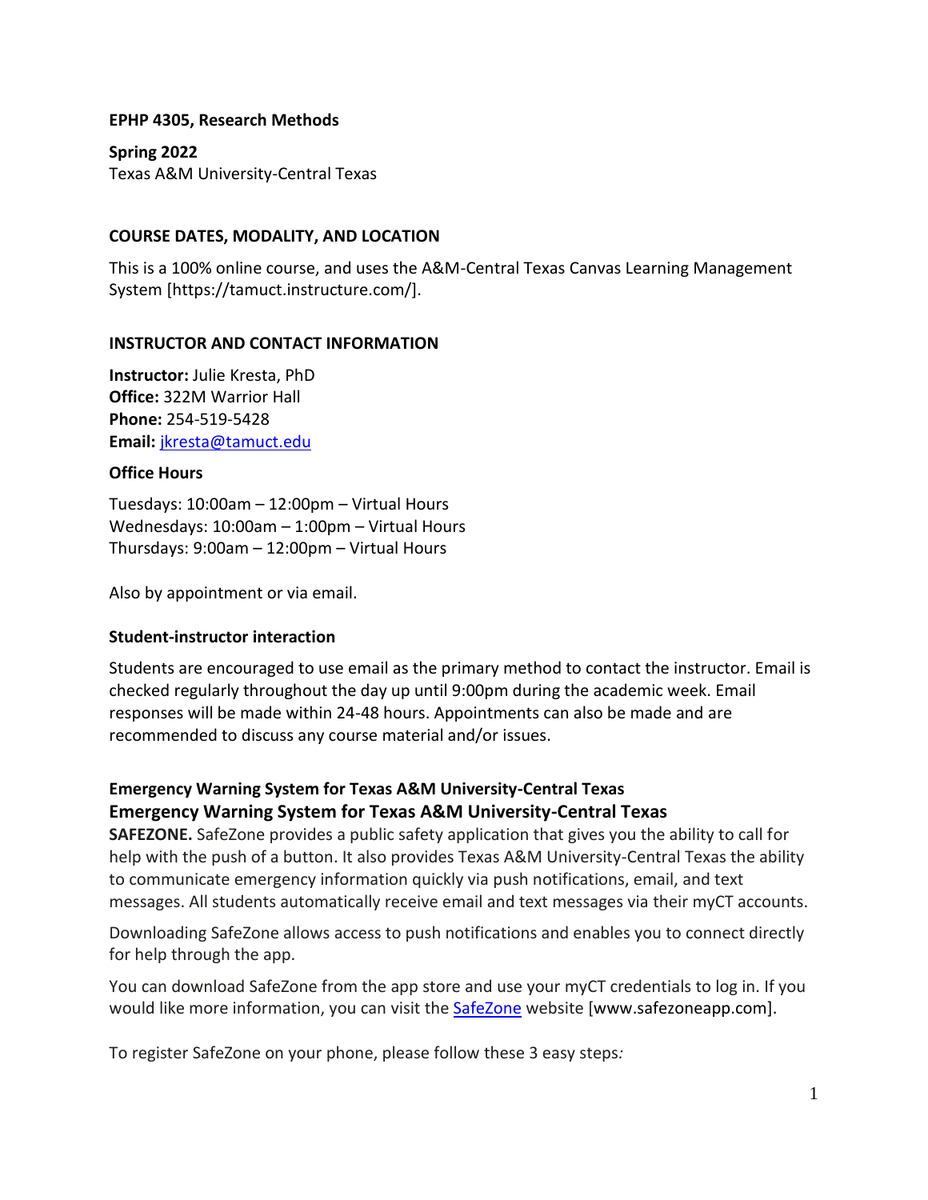**EPHP 4305, Research Methods**

**Spring 2022**
Texas A&M University-Central Texas

## COURSE DATES, MODALITY, AND LOCATION

This is a 100% online course, and uses the A&M-Central Texas Canvas Learning Management System [https://tamuct.instructure.com/].

## INSTRUCTOR AND CONTACT INFORMATION

**Instructor:** Julie Kresta, PhD
**Office:** 322M Warrior Hall
**Phone:** 254-519-5428
**Email:** jkresta@tamuct.edu

### Office Hours

Tuesdays: 10:00am – 12:00pm – Virtual Hours
Wednesdays: 10:00am – 1:00pm – Virtual Hours
Thursdays: 9:00am – 12:00pm – Virtual Hours

Also by appointment or via email.

### Student-instructor interaction

Students are encouraged to use email as the primary method to contact the instructor. Email is checked regularly throughout the day up until 9:00pm during the academic week. Email responses will be made within 24-48 hours. Appointments can also be made and are recommended to discuss any course material and/or issues.

### Emergency Warning System for Texas A&M University-Central Texas

### Emergency Warning System for Texas A&M University-Central Texas

**SAFEZONE.** SafeZone provides a public safety application that gives you the ability to call for help with the push of a button. It also provides Texas A&M University-Central Texas the ability to communicate emergency information quickly via push notifications, email, and text messages. All students automatically receive email and text messages via their myCT accounts.

Downloading SafeZone allows access to push notifications and enables you to connect directly for help through the app.

You can download SafeZone from the app store and use your myCT credentials to log in. If you would like more information, you can visit the SafeZone website [www.safezoneapp.com].

To register SafeZone on your phone, please follow these 3 easy steps*:*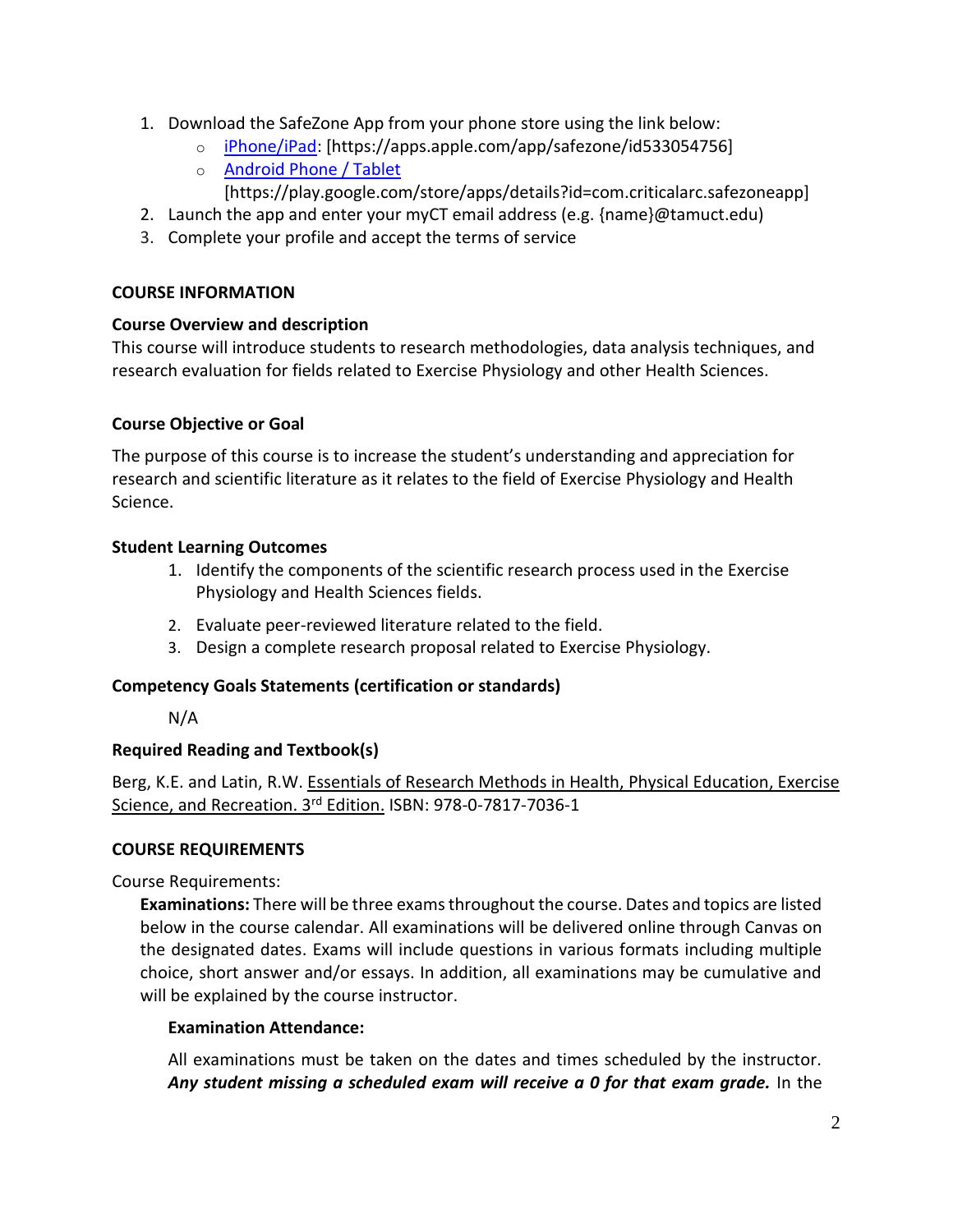1. Download the SafeZone App from your phone store using the link below:
    - [iPhone/iPad](https://apps.apple.com/app/safezone/id533054756): [https://apps.apple.com/app/safezone/id533054756]
    - [Android Phone / Tablet](https://play.google.com/store/apps/details?id=com.criticalarc.safezoneapp) [https://play.google.com/store/apps/details?id=com.criticalarc.safezoneapp]
2. Launch the app and enter your myCT email address (e.g. {name}@tamuct.edu)
3. Complete your profile and accept the terms of service

## COURSE INFORMATION

### Course Overview and description

This course will introduce students to research methodologies, data analysis techniques, and research evaluation for fields related to Exercise Physiology and other Health Sciences.

### Course Objective or Goal

The purpose of this course is to increase the student's understanding and appreciation for research and scientific literature as it relates to the field of Exercise Physiology and Health Science.

### Student Learning Outcomes

1. Identify the components of the scientific research process used in the Exercise Physiology and Health Sciences fields.
2. Evaluate peer-reviewed literature related to the field.
3. Design a complete research proposal related to Exercise Physiology.

### Competency Goals Statements (certification or standards)

N/A

### Required Reading and Textbook(s)

Berg, K.E. and Latin, R.W. Essentials of Research Methods in Health, Physical Education, Exercise Science, and Recreation. 3rd Edition. ISBN: 978-0-7817-7036-1

## COURSE REQUIREMENTS

Course Requirements:

**Examinations:** There will be three exams throughout the course. Dates and topics are listed below in the course calendar. All examinations will be delivered online through Canvas on the designated dates. Exams will include questions in various formats including multiple choice, short answer and/or essays. In addition, all examinations may be cumulative and will be explained by the course instructor.

**Examination Attendance:**

All examinations must be taken on the dates and times scheduled by the instructor. ***Any student missing a scheduled exam will receive a 0 for that exam grade.*** In the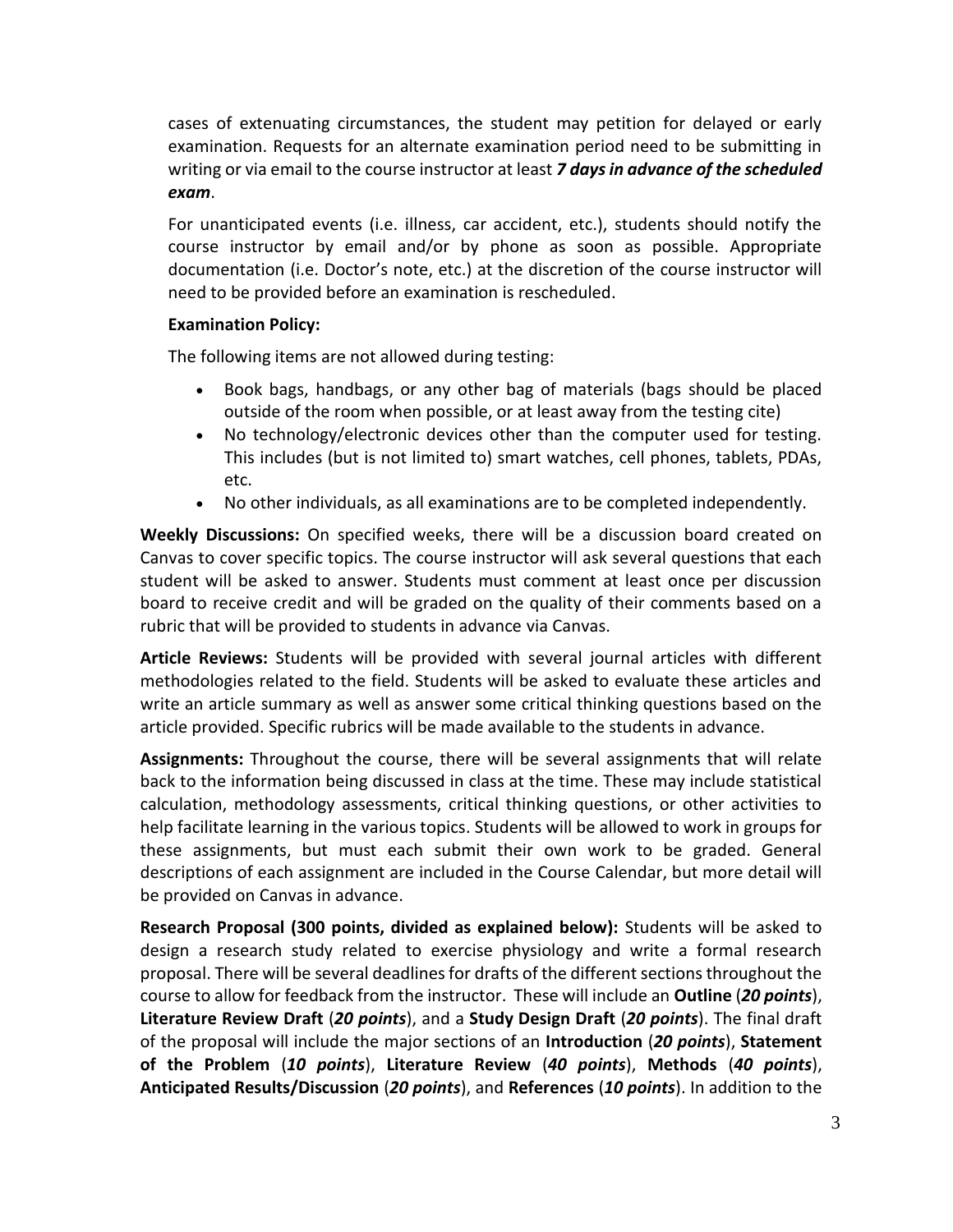cases of extenuating circumstances, the student may petition for delayed or early examination. Requests for an alternate examination period need to be submitting in writing or via email to the course instructor at least ***7 days in advance of the scheduled exam***.

For unanticipated events (i.e. illness, car accident, etc.), students should notify the course instructor by email and/or by phone as soon as possible. Appropriate documentation (i.e. Doctor's note, etc.) at the discretion of the course instructor will need to be provided before an examination is rescheduled.

**Examination Policy:**

The following items are not allowed during testing:

- Book bags, handbags, or any other bag of materials (bags should be placed outside of the room when possible, or at least away from the testing cite)
- No technology/electronic devices other than the computer used for testing. This includes (but is not limited to) smart watches, cell phones, tablets, PDAs, etc.
- No other individuals, as all examinations are to be completed independently.

**Weekly Discussions:** On specified weeks, there will be a discussion board created on Canvas to cover specific topics. The course instructor will ask several questions that each student will be asked to answer. Students must comment at least once per discussion board to receive credit and will be graded on the quality of their comments based on a rubric that will be provided to students in advance via Canvas.

**Article Reviews:** Students will be provided with several journal articles with different methodologies related to the field. Students will be asked to evaluate these articles and write an article summary as well as answer some critical thinking questions based on the article provided. Specific rubrics will be made available to the students in advance.

**Assignments:** Throughout the course, there will be several assignments that will relate back to the information being discussed in class at the time. These may include statistical calculation, methodology assessments, critical thinking questions, or other activities to help facilitate learning in the various topics. Students will be allowed to work in groups for these assignments, but must each submit their own work to be graded. General descriptions of each assignment are included in the Course Calendar, but more detail will be provided on Canvas in advance.

**Research Proposal (300 points, divided as explained below):** Students will be asked to design a research study related to exercise physiology and write a formal research proposal. There will be several deadlines for drafts of the different sections throughout the course to allow for feedback from the instructor. These will include an **Outline** (***20 points***), **Literature Review Draft** (***20 points***), and a **Study Design Draft** (***20 points***). The final draft of the proposal will include the major sections of an **Introduction** (***20 points***), **Statement of the Problem** (***10 points***), **Literature Review** (***40 points***), **Methods** (***40 points***), **Anticipated Results/Discussion** (***20 points***), and **References** (***10 points***). In addition to the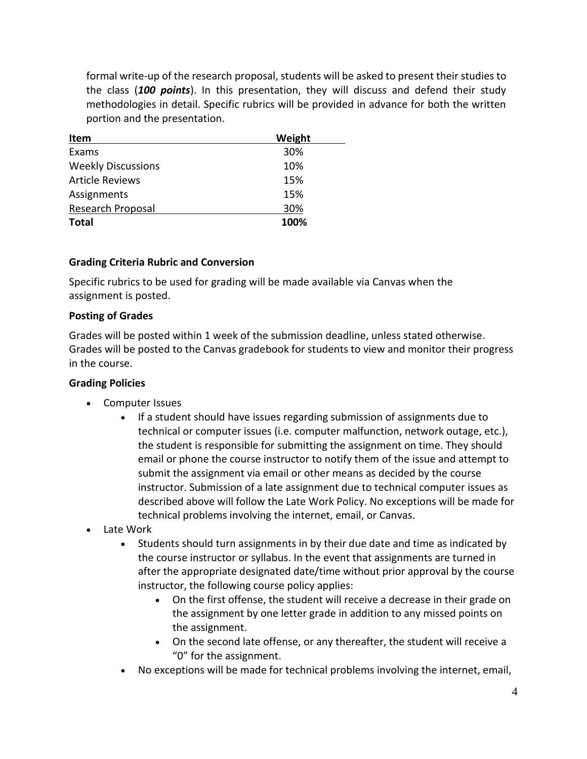formal write-up of the research proposal, students will be asked to present their studies to the class (***100 points***). In this presentation, they will discuss and defend their study methodologies in detail. Specific rubrics will be provided in advance for both the written portion and the presentation.

| Item | Weight |
|---|---|
| Exams | 30% |
| Weekly Discussions | 10% |
| Article Reviews | 15% |
| Assignments | 15% |
| Research Proposal | 30% |
| **Total** | **100%** |

### Grading Criteria Rubric and Conversion

Specific rubrics to be used for grading will be made available via Canvas when the assignment is posted.

### Posting of Grades

Grades will be posted within 1 week of the submission deadline, unless stated otherwise. Grades will be posted to the Canvas gradebook for students to view and monitor their progress in the course.

### Grading Policies

- Computer Issues
  - If a student should have issues regarding submission of assignments due to technical or computer issues (i.e. computer malfunction, network outage, etc.), the student is responsible for submitting the assignment on time. They should email or phone the course instructor to notify them of the issue and attempt to submit the assignment via email or other means as decided by the course instructor. Submission of a late assignment due to technical computer issues as described above will follow the Late Work Policy. No exceptions will be made for technical problems involving the internet, email, or Canvas.
- Late Work
  - Students should turn assignments in by their due date and time as indicated by the course instructor or syllabus. In the event that assignments are turned in after the appropriate designated date/time without prior approval by the course instructor, the following course policy applies:
    - On the first offense, the student will receive a decrease in their grade on the assignment by one letter grade in addition to any missed points on the assignment.
    - On the second late offense, or any thereafter, the student will receive a "0" for the assignment.
  - No exceptions will be made for technical problems involving the internet, email,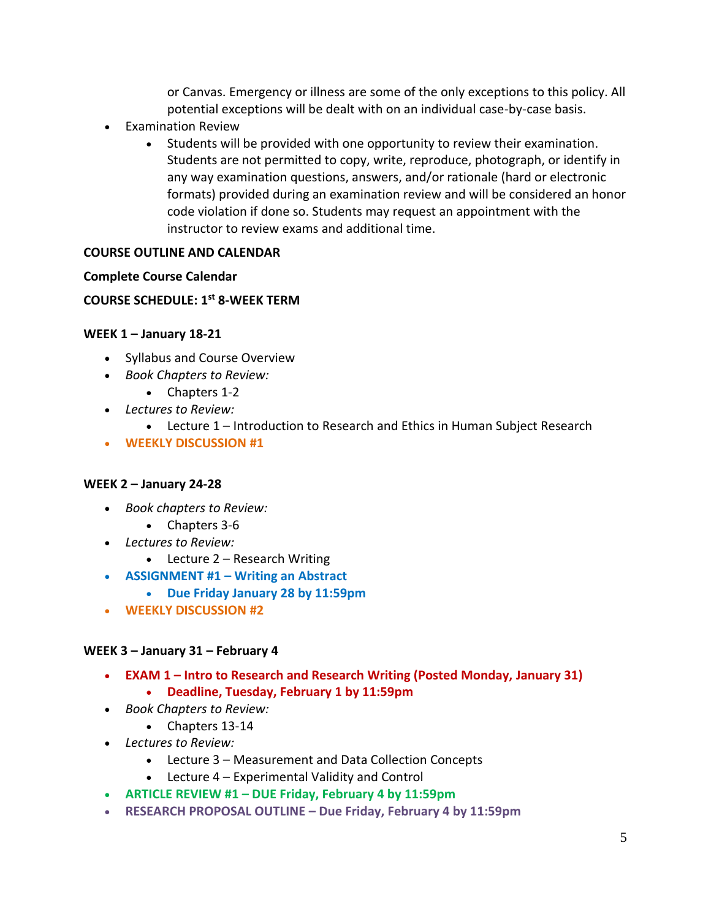or Canvas. Emergency or illness are some of the only exceptions to this policy. All potential exceptions will be dealt with on an individual case-by-case basis.

- Examination Review
  - Students will be provided with one opportunity to review their examination. Students are not permitted to copy, write, reproduce, photograph, or identify in any way examination questions, answers, and/or rationale (hard or electronic formats) provided during an examination review and will be considered an honor code violation if done so. Students may request an appointment with the instructor to review exams and additional time.

**COURSE OUTLINE AND CALENDAR**

**Complete Course Calendar**

**COURSE SCHEDULE: 1st 8-WEEK TERM**

**WEEK 1 – January 18-21**

- Syllabus and Course Overview
- *Book Chapters to Review:*
  - Chapters 1-2
- *Lectures to Review:*
  - Lecture 1 – Introduction to Research and Ethics in Human Subject Research
- **WEEKLY DISCUSSION #1**

**WEEK 2 – January 24-28**

- *Book chapters to Review:*
  - Chapters 3-6
- *Lectures to Review:*
  - Lecture 2 – Research Writing
- **ASSIGNMENT #1 – Writing an Abstract**
  - **Due Friday January 28 by 11:59pm**
- **WEEKLY DISCUSSION #2**

**WEEK 3 – January 31 – February 4**

- **EXAM 1 – Intro to Research and Research Writing (Posted Monday, January 31)**
  - **Deadline, Tuesday, February 1 by 11:59pm**
- *Book Chapters to Review:*
  - Chapters 13-14
- *Lectures to Review:*
  - Lecture 3 – Measurement and Data Collection Concepts
  - Lecture 4 – Experimental Validity and Control
- **ARTICLE REVIEW #1 – DUE Friday, February 4 by 11:59pm**
- **RESEARCH PROPOSAL OUTLINE – Due Friday, February 4 by 11:59pm**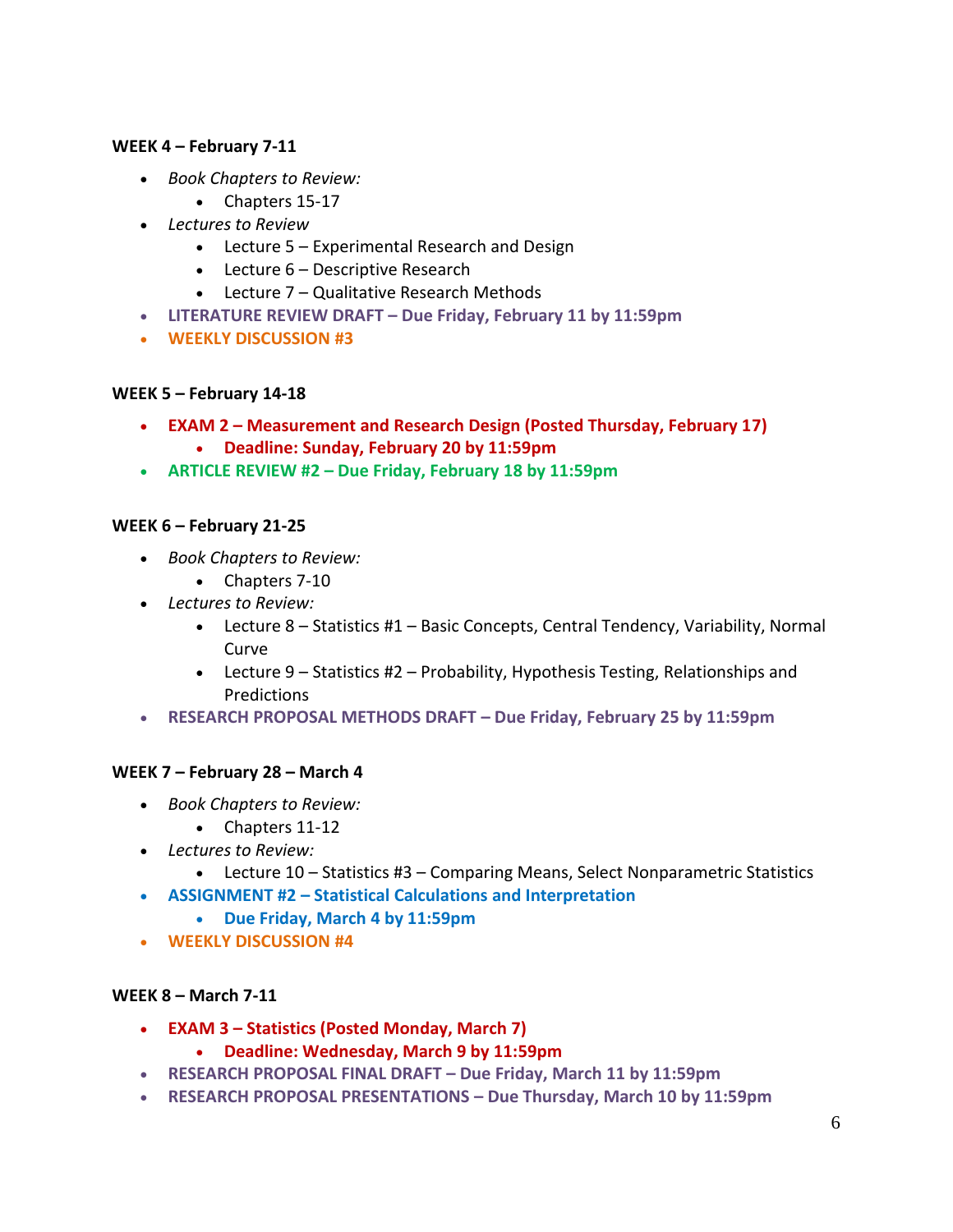**WEEK 4 – February 7-11**

- *Book Chapters to Review:*
  - Chapters 15-17
- *Lectures to Review*
  - Lecture 5 – Experimental Research and Design
  - Lecture 6 – Descriptive Research
  - Lecture 7 – Qualitative Research Methods
- **LITERATURE REVIEW DRAFT – Due Friday, February 11 by 11:59pm**
- **WEEKLY DISCUSSION #3**

**WEEK 5 – February 14-18**

- **EXAM 2 – Measurement and Research Design (Posted Thursday, February 17)**
  - **Deadline: Sunday, February 20 by 11:59pm**
- **ARTICLE REVIEW #2 – Due Friday, February 18 by 11:59pm**

**WEEK 6 – February 21-25**

- *Book Chapters to Review:*
  - Chapters 7-10
- *Lectures to Review:*
  - Lecture 8 – Statistics #1 – Basic Concepts, Central Tendency, Variability, Normal Curve
  - Lecture 9 – Statistics #2 – Probability, Hypothesis Testing, Relationships and Predictions
- **RESEARCH PROPOSAL METHODS DRAFT – Due Friday, February 25 by 11:59pm**

**WEEK 7 – February 28 – March 4**

- *Book Chapters to Review:*
  - Chapters 11-12
- *Lectures to Review:*
  - Lecture 10 – Statistics #3 – Comparing Means, Select Nonparametric Statistics
- **ASSIGNMENT #2 – Statistical Calculations and Interpretation**
  - **Due Friday, March 4 by 11:59pm**
- **WEEKLY DISCUSSION #4**

**WEEK 8 – March 7-11**

- **EXAM 3 – Statistics (Posted Monday, March 7)**
  - **Deadline: Wednesday, March 9 by 11:59pm**
- **RESEARCH PROPOSAL FINAL DRAFT – Due Friday, March 11 by 11:59pm**
- **RESEARCH PROPOSAL PRESENTATIONS – Due Thursday, March 10 by 11:59pm**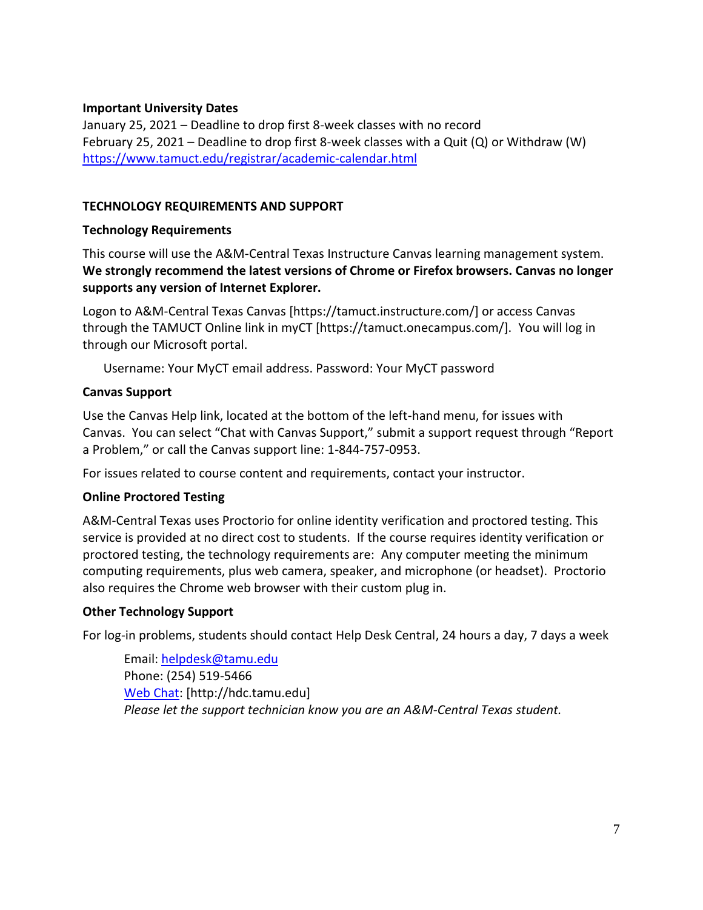**Important University Dates**

January 25, 2021 – Deadline to drop first 8-week classes with no record
February 25, 2021 – Deadline to drop first 8-week classes with a Quit (Q) or Withdraw (W)
https://www.tamuct.edu/registrar/academic-calendar.html

## TECHNOLOGY REQUIREMENTS AND SUPPORT

**Technology Requirements**

This course will use the A&M-Central Texas Instructure Canvas learning management system. **We strongly recommend the latest versions of Chrome or Firefox browsers. Canvas no longer supports any version of Internet Explorer.**

Logon to A&M-Central Texas Canvas [https://tamuct.instructure.com/] or access Canvas through the TAMUCT Online link in myCT [https://tamuct.onecampus.com/]. You will log in through our Microsoft portal.

Username: Your MyCT email address. Password: Your MyCT password

**Canvas Support**

Use the Canvas Help link, located at the bottom of the left-hand menu, for issues with Canvas. You can select "Chat with Canvas Support," submit a support request through "Report a Problem," or call the Canvas support line: 1-844-757-0953.

For issues related to course content and requirements, contact your instructor.

**Online Proctored Testing**

A&M-Central Texas uses Proctorio for online identity verification and proctored testing. This service is provided at no direct cost to students. If the course requires identity verification or proctored testing, the technology requirements are: Any computer meeting the minimum computing requirements, plus web camera, speaker, and microphone (or headset). Proctorio also requires the Chrome web browser with their custom plug in.

**Other Technology Support**

For log-in problems, students should contact Help Desk Central, 24 hours a day, 7 days a week

Email: helpdesk@tamu.edu
Phone: (254) 519-5466
Web Chat: [http://hdc.tamu.edu]
*Please let the support technician know you are an A&M-Central Texas student.*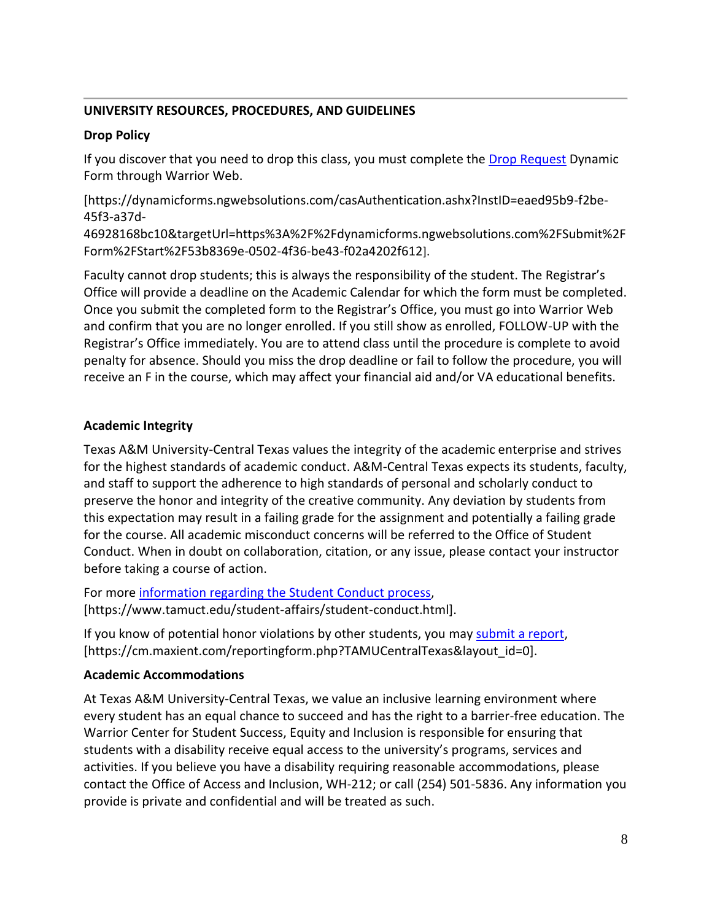## UNIVERSITY RESOURCES, PROCEDURES, AND GUIDELINES

### Drop Policy

If you discover that you need to drop this class, you must complete the Drop Request Dynamic Form through Warrior Web.

[https://dynamicforms.ngwebsolutions.com/casAuthentication.ashx?InstID=eaed95b9-f2be-45f3-a37d-46928168bc10&targetUrl=https%3A%2F%2Fdynamicforms.ngwebsolutions.com%2FSubmit%2FForm%2FStart%2F53b8369e-0502-4f36-be43-f02a4202f612].

Faculty cannot drop students; this is always the responsibility of the student. The Registrar's Office will provide a deadline on the Academic Calendar for which the form must be completed. Once you submit the completed form to the Registrar's Office, you must go into Warrior Web and confirm that you are no longer enrolled. If you still show as enrolled, FOLLOW-UP with the Registrar's Office immediately. You are to attend class until the procedure is complete to avoid penalty for absence. Should you miss the drop deadline or fail to follow the procedure, you will receive an F in the course, which may affect your financial aid and/or VA educational benefits.

### Academic Integrity

Texas A&M University-Central Texas values the integrity of the academic enterprise and strives for the highest standards of academic conduct. A&M-Central Texas expects its students, faculty, and staff to support the adherence to high standards of personal and scholarly conduct to preserve the honor and integrity of the creative community. Any deviation by students from this expectation may result in a failing grade for the assignment and potentially a failing grade for the course. All academic misconduct concerns will be referred to the Office of Student Conduct. When in doubt on collaboration, citation, or any issue, please contact your instructor before taking a course of action.

For more information regarding the Student Conduct process, [https://www.tamuct.edu/student-affairs/student-conduct.html].

If you know of potential honor violations by other students, you may submit a report, [https://cm.maxient.com/reportingform.php?TAMUCentralTexas&layout_id=0].

### Academic Accommodations

At Texas A&M University-Central Texas, we value an inclusive learning environment where every student has an equal chance to succeed and has the right to a barrier-free education. The Warrior Center for Student Success, Equity and Inclusion is responsible for ensuring that students with a disability receive equal access to the university's programs, services and activities. If you believe you have a disability requiring reasonable accommodations, please contact the Office of Access and Inclusion, WH-212; or call (254) 501-5836. Any information you provide is private and confidential and will be treated as such.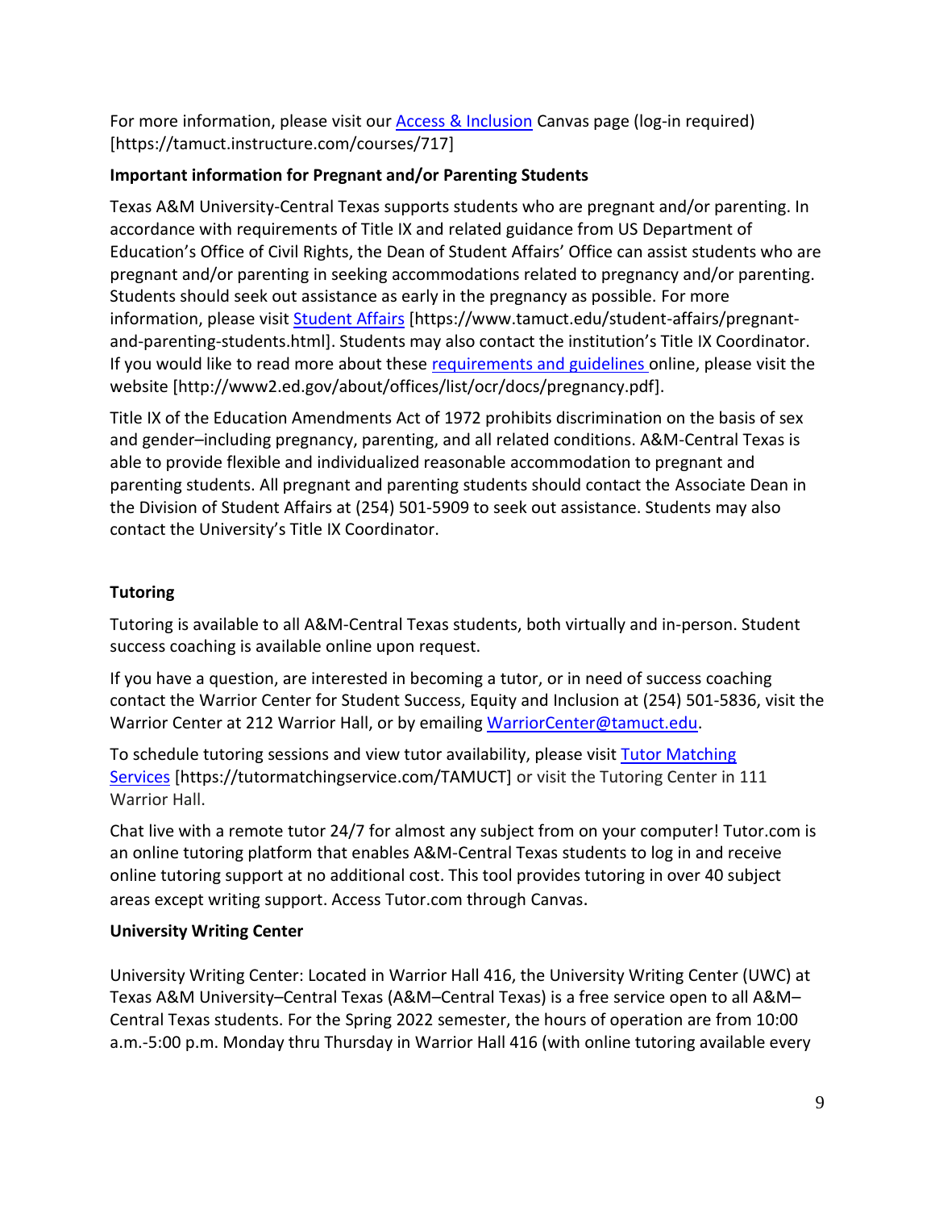For more information, please visit our [Access & Inclusion](https://tamuct.instructure.com/courses/717) Canvas page (log-in required) [https://tamuct.instructure.com/courses/717]

**Important information for Pregnant and/or Parenting Students**

Texas A&M University-Central Texas supports students who are pregnant and/or parenting. In accordance with requirements of Title IX and related guidance from US Department of Education's Office of Civil Rights, the Dean of Student Affairs' Office can assist students who are pregnant and/or parenting in seeking accommodations related to pregnancy and/or parenting. Students should seek out assistance as early in the pregnancy as possible. For more information, please visit [Student Affairs](https://www.tamuct.edu/student-affairs/pregnant-and-parenting-students.html) [https://www.tamuct.edu/student-affairs/pregnant-and-parenting-students.html]. Students may also contact the institution's Title IX Coordinator. If you would like to read more about these [requirements and guidelines](http://www2.ed.gov/about/offices/list/ocr/docs/pregnancy.pdf) online, please visit the website [http://www2.ed.gov/about/offices/list/ocr/docs/pregnancy.pdf].

Title IX of the Education Amendments Act of 1972 prohibits discrimination on the basis of sex and gender–including pregnancy, parenting, and all related conditions. A&M-Central Texas is able to provide flexible and individualized reasonable accommodation to pregnant and parenting students. All pregnant and parenting students should contact the Associate Dean in the Division of Student Affairs at (254) 501-5909 to seek out assistance. Students may also contact the University's Title IX Coordinator.

**Tutoring**

Tutoring is available to all A&M-Central Texas students, both virtually and in-person. Student success coaching is available online upon request.

If you have a question, are interested in becoming a tutor, or in need of success coaching contact the Warrior Center for Student Success, Equity and Inclusion at (254) 501-5836, visit the Warrior Center at 212 Warrior Hall, or by emailing [WarriorCenter@tamuct.edu](mailto:WarriorCenter@tamuct.edu).

To schedule tutoring sessions and view tutor availability, please visit [Tutor Matching Services](https://tutormatchingservice.com/TAMUCT) [https://tutormatchingservice.com/TAMUCT] or visit the Tutoring Center in 111 Warrior Hall.

Chat live with a remote tutor 24/7 for almost any subject from on your computer! Tutor.com is an online tutoring platform that enables A&M-Central Texas students to log in and receive online tutoring support at no additional cost. This tool provides tutoring in over 40 subject areas except writing support. Access Tutor.com through Canvas.

**University Writing Center**

University Writing Center: Located in Warrior Hall 416, the University Writing Center (UWC) at Texas A&M University–Central Texas (A&M–Central Texas) is a free service open to all A&M–Central Texas students. For the Spring 2022 semester, the hours of operation are from 10:00 a.m.-5:00 p.m. Monday thru Thursday in Warrior Hall 416 (with online tutoring available every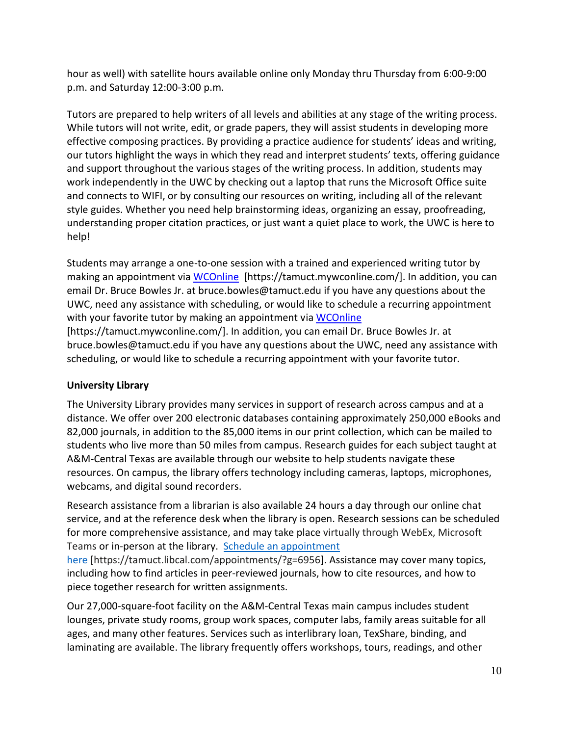hour as well) with satellite hours available online only Monday thru Thursday from 6:00-9:00 p.m. and Saturday 12:00-3:00 p.m.

Tutors are prepared to help writers of all levels and abilities at any stage of the writing process. While tutors will not write, edit, or grade papers, they will assist students in developing more effective composing practices. By providing a practice audience for students' ideas and writing, our tutors highlight the ways in which they read and interpret students' texts, offering guidance and support throughout the various stages of the writing process. In addition, students may work independently in the UWC by checking out a laptop that runs the Microsoft Office suite and connects to WIFI, or by consulting our resources on writing, including all of the relevant style guides. Whether you need help brainstorming ideas, organizing an essay, proofreading, understanding proper citation practices, or just want a quiet place to work, the UWC is here to help!

Students may arrange a one-to-one session with a trained and experienced writing tutor by making an appointment via [WCOnline](https://tamuct.mywconline.com/) [https://tamuct.mywconline.com/]. In addition, you can email Dr. Bruce Bowles Jr. at bruce.bowles@tamuct.edu if you have any questions about the UWC, need any assistance with scheduling, or would like to schedule a recurring appointment with your favorite tutor by making an appointment via [WCOnline](https://tamuct.mywconline.com/) [https://tamuct.mywconline.com/]. In addition, you can email Dr. Bruce Bowles Jr. at bruce.bowles@tamuct.edu if you have any questions about the UWC, need any assistance with scheduling, or would like to schedule a recurring appointment with your favorite tutor.

**University Library**

The University Library provides many services in support of research across campus and at a distance. We offer over 200 electronic databases containing approximately 250,000 eBooks and 82,000 journals, in addition to the 85,000 items in our print collection, which can be mailed to students who live more than 50 miles from campus. Research guides for each subject taught at A&M-Central Texas are available through our website to help students navigate these resources. On campus, the library offers technology including cameras, laptops, microphones, webcams, and digital sound recorders.

Research assistance from a librarian is also available 24 hours a day through our online chat service, and at the reference desk when the library is open. Research sessions can be scheduled for more comprehensive assistance, and may take place virtually through WebEx, Microsoft Teams or in-person at the library. [Schedule an appointment here](https://tamuct.libcal.com/appointments/?g=6956) [https://tamuct.libcal.com/appointments/?g=6956]. Assistance may cover many topics, including how to find articles in peer-reviewed journals, how to cite resources, and how to piece together research for written assignments.

Our 27,000-square-foot facility on the A&M-Central Texas main campus includes student lounges, private study rooms, group work spaces, computer labs, family areas suitable for all ages, and many other features. Services such as interlibrary loan, TexShare, binding, and laminating are available. The library frequently offers workshops, tours, readings, and other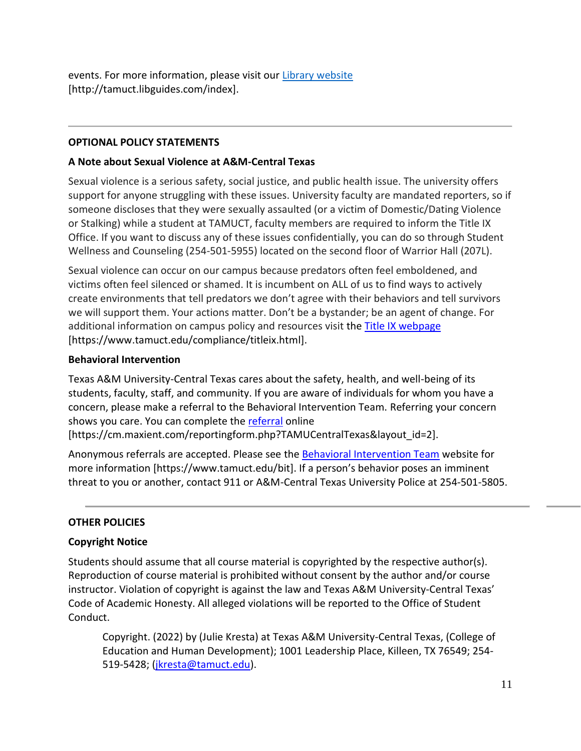events. For more information, please visit our [Library website](http://tamuct.libguides.com/index) [http://tamuct.libguides.com/index].

---

## OPTIONAL POLICY STATEMENTS

### A Note about Sexual Violence at A&M-Central Texas

Sexual violence is a serious safety, social justice, and public health issue. The university offers support for anyone struggling with these issues. University faculty are mandated reporters, so if someone discloses that they were sexually assaulted (or a victim of Domestic/Dating Violence or Stalking) while a student at TAMUCT, faculty members are required to inform the Title IX Office. If you want to discuss any of these issues confidentially, you can do so through Student Wellness and Counseling (254-501-5955) located on the second floor of Warrior Hall (207L).

Sexual violence can occur on our campus because predators often feel emboldened, and victims often feel silenced or shamed. It is incumbent on ALL of us to find ways to actively create environments that tell predators we don't agree with their behaviors and tell survivors we will support them. Your actions matter. Don't be a bystander; be an agent of change. For additional information on campus policy and resources visit the [Title IX webpage](https://www.tamuct.edu/compliance/titleix.html) [https://www.tamuct.edu/compliance/titleix.html].

### Behavioral Intervention

Texas A&M University-Central Texas cares about the safety, health, and well-being of its students, faculty, staff, and community. If you are aware of individuals for whom you have a concern, please make a referral to the Behavioral Intervention Team. Referring your concern shows you care. You can complete the [referral](https://cm.maxient.com/reportingform.php?TAMUCentralTexas&layout_id=2) online [https://cm.maxient.com/reportingform.php?TAMUCentralTexas&layout_id=2].

Anonymous referrals are accepted. Please see the [Behavioral Intervention Team](https://www.tamuct.edu/bit) website for more information [https://www.tamuct.edu/bit]. If a person's behavior poses an imminent threat to you or another, contact 911 or A&M-Central Texas University Police at 254-501-5805.

---

## OTHER POLICIES

### Copyright Notice

Students should assume that all course material is copyrighted by the respective author(s). Reproduction of course material is prohibited without consent by the author and/or course instructor. Violation of copyright is against the law and Texas A&M University-Central Texas' Code of Academic Honesty. All alleged violations will be reported to the Office of Student Conduct.

> Copyright. (2022) by (Julie Kresta) at Texas A&M University-Central Texas, (College of Education and Human Development); 1001 Leadership Place, Killeen, TX 76549; 254-519-5428; ([jkresta@tamuct.edu](mailto:jkresta@tamuct.edu)).